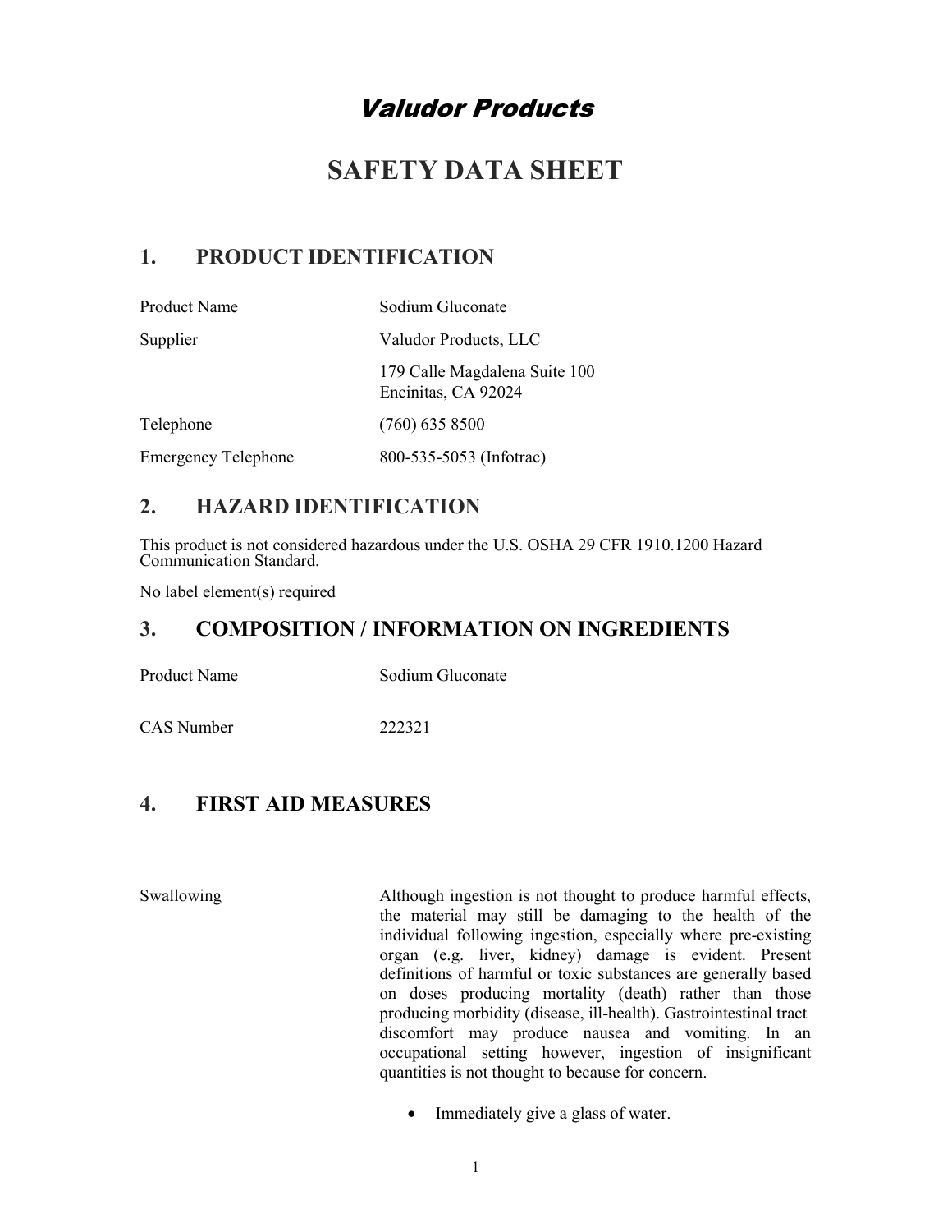# *Valudor Products*

# SAFETY DATA SHEET

## 1. PRODUCT IDENTIFICATION

| | |
|---|---|
| Product Name | Sodium Gluconate |
| Supplier | Valudor Products, LLC |
| | 179 Calle Magdalena Suite 100<br>Encinitas, CA 92024 |
| Telephone | (760) 635 8500 |
| Emergency Telephone | 800-535-5053 (Infotrac) |

## 2. HAZARD IDENTIFICATION

This product is not considered hazardous under the U.S. OSHA 29 CFR 1910.1200 Hazard Communication Standard.

No label element(s) required

## 3. COMPOSITION / INFORMATION ON INGREDIENTS

| | |
|---|---|
| Product Name | Sodium Gluconate |
| CAS Number | 222321 |

## 4. FIRST AID MEASURES

**Swallowing**

Although ingestion is not thought to produce harmful effects, the material may still be damaging to the health of the individual following ingestion, especially where pre-existing organ (e.g. liver, kidney) damage is evident. Present definitions of harmful or toxic substances are generally based on doses producing mortality (death) rather than those producing morbidity (disease, ill-health). Gastrointestinal tract discomfort may produce nausea and vomiting. In an occupational setting however, ingestion of insignificant quantities is not thought to because for concern.

- Immediately give a glass of water.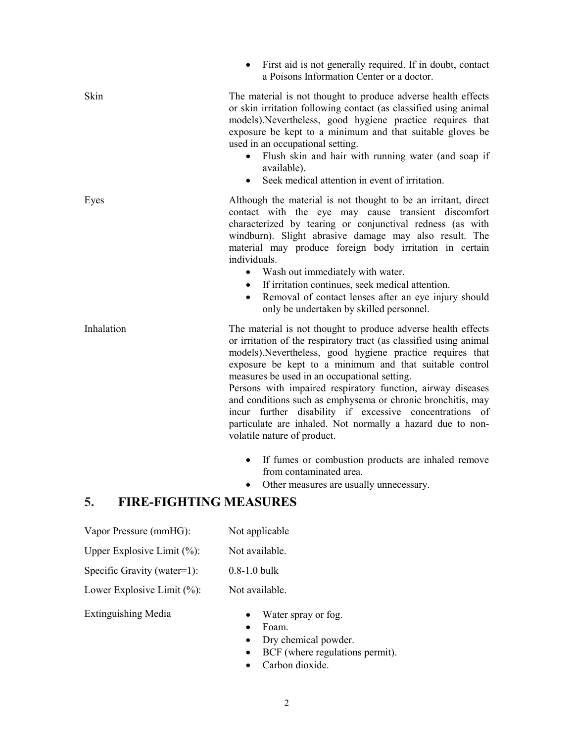- First aid is not generally required. If in doubt, contact a Poisons Information Center or a doctor.

**Skin**

The material is not thought to produce adverse health effects or skin irritation following contact (as classified using animal models).Nevertheless, good hygiene practice requires that exposure be kept to a minimum and that suitable gloves be used in an occupational setting.

- Flush skin and hair with running water (and soap if available).
- Seek medical attention in event of irritation.

**Eyes**

Although the material is not thought to be an irritant, direct contact with the eye may cause transient discomfort characterized by tearing or conjunctival redness (as with windburn). Slight abrasive damage may also result. The material may produce foreign body irritation in certain individuals.

- Wash out immediately with water.
- If irritation continues, seek medical attention.
- Removal of contact lenses after an eye injury should only be undertaken by skilled personnel.

**Inhalation**

The material is not thought to produce adverse health effects or irritation of the respiratory tract (as classified using animal models).Nevertheless, good hygiene practice requires that exposure be kept to a minimum and that suitable control measures be used in an occupational setting.

Persons with impaired respiratory function, airway diseases and conditions such as emphysema or chronic bronchitis, may incur further disability if excessive concentrations of particulate are inhaled. Not normally a hazard due to non-volatile nature of product.

- If fumes or combustion products are inhaled remove from contaminated area.
- Other measures are usually unnecessary.

## 5. FIRE-FIGHTING MEASURES

Vapor Pressure (mmHG): Not applicable

Upper Explosive Limit (%): Not available.

Specific Gravity (water=1): 0.8-1.0 bulk

Lower Explosive Limit (%): Not available.

**Extinguishing Media**

- Water spray or fog.
- Foam.
- Dry chemical powder.
- BCF (where regulations permit).
- Carbon dioxide.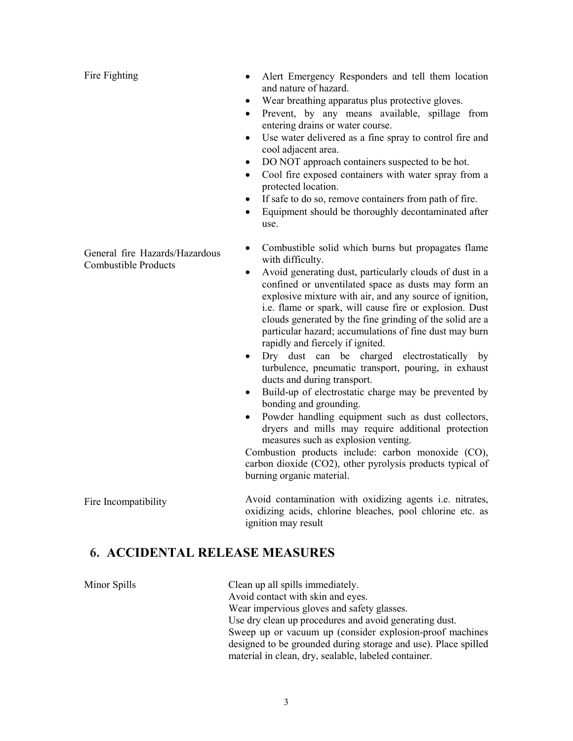| | |
|---|---|
| Fire Fighting | • Alert Emergency Responders and tell them location and nature of hazard.<br>• Wear breathing apparatus plus protective gloves.<br>• Prevent, by any means available, spillage from entering drains or water course.<br>• Use water delivered as a fine spray to control fire and cool adjacent area.<br>• DO NOT approach containers suspected to be hot.<br>• Cool fire exposed containers with water spray from a protected location.<br>• If safe to do so, remove containers from path of fire.<br>• Equipment should be thoroughly decontaminated after use. |
| General fire Hazards/Hazardous Combustible Products | • Combustible solid which burns but propagates flame with difficulty.<br>• Avoid generating dust, particularly clouds of dust in a confined or unventilated space as dusts may form an explosive mixture with air, and any source of ignition, i.e. flame or spark, will cause fire or explosion. Dust clouds generated by the fine grinding of the solid are a particular hazard; accumulations of fine dust may burn rapidly and fiercely if ignited.<br>• Dry dust can be charged electrostatically by turbulence, pneumatic transport, pouring, in exhaust ducts and during transport.<br>• Build-up of electrostatic charge may be prevented by bonding and grounding.<br>• Powder handling equipment such as dust collectors, dryers and mills may require additional protection measures such as explosion venting.<br>Combustion products include: carbon monoxide (CO), carbon dioxide ($CO_2$), other pyrolysis products typical of burning organic material. |
| Fire Incompatibility | Avoid contamination with oxidizing agents i.e. nitrates, oxidizing acids, chlorine bleaches, pool chlorine etc. as ignition may result |

## 6. ACCIDENTAL RELEASE MEASURES

| | |
|---|---|
| Minor Spills | Clean up all spills immediately.<br>Avoid contact with skin and eyes.<br>Wear impervious gloves and safety glasses.<br>Use dry clean up procedures and avoid generating dust.<br>Sweep up or vacuum up (consider explosion-proof machines designed to be grounded during storage and use). Place spilled material in clean, dry, sealable, labeled container. |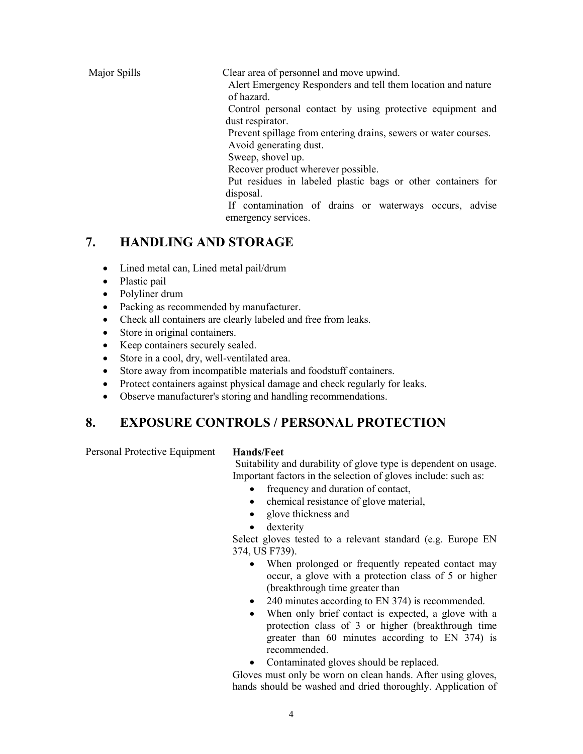| | |
|---|---|
| Major Spills | Clear area of personnel and move upwind.<br>Alert Emergency Responders and tell them location and nature of hazard.<br>Control personal contact by using protective equipment and dust respirator.<br>Prevent spillage from entering drains, sewers or water courses.<br>Avoid generating dust.<br>Sweep, shovel up.<br>Recover product wherever possible.<br>Put residues in labeled plastic bags or other containers for disposal.<br>If contamination of drains or waterways occurs, advise emergency services. |

## 7. HANDLING AND STORAGE

- Lined metal can, Lined metal pail/drum
- Plastic pail
- Polyliner drum
- Packing as recommended by manufacturer.
- Check all containers are clearly labeled and free from leaks.
- Store in original containers.
- Keep containers securely sealed.
- Store in a cool, dry, well-ventilated area.
- Store away from incompatible materials and foodstuff containers.
- Protect containers against physical damage and check regularly for leaks.
- Observe manufacturer's storing and handling recommendations.

## 8. EXPOSURE CONTROLS / PERSONAL PROTECTION

Personal Protective Equipment

**Hands/Feet**

Suitability and durability of glove type is dependent on usage. Important factors in the selection of gloves include: such as:

- frequency and duration of contact,
- chemical resistance of glove material,
- glove thickness and
- dexterity

Select gloves tested to a relevant standard (e.g. Europe EN 374, US F739).

- When prolonged or frequently repeated contact may occur, a glove with a protection class of 5 or higher (breakthrough time greater than
- 240 minutes according to EN 374) is recommended.
- When only brief contact is expected, a glove with a protection class of 3 or higher (breakthrough time greater than 60 minutes according to EN 374) is recommended.
- Contaminated gloves should be replaced.

Gloves must only be worn on clean hands. After using gloves, hands should be washed and dried thoroughly. Application of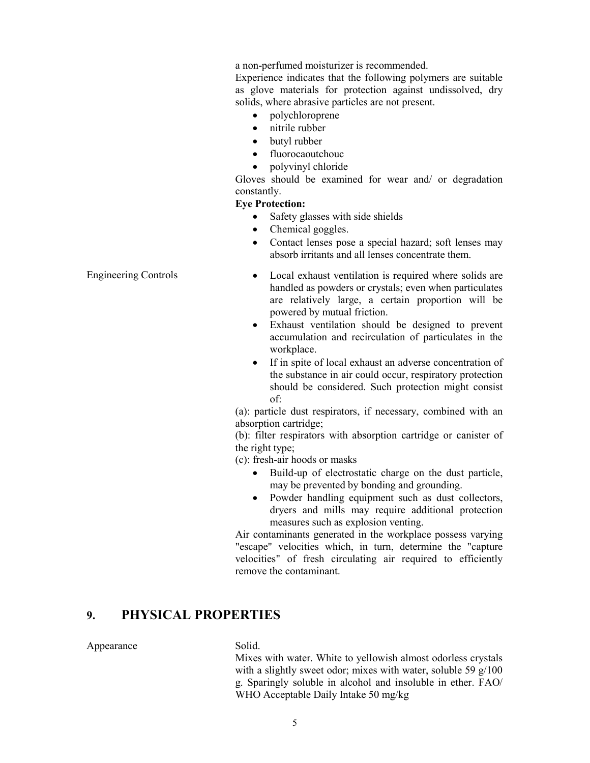a non-perfumed moisturizer is recommended.

Experience indicates that the following polymers are suitable as glove materials for protection against undissolved, dry solids, where abrasive particles are not present.

- polychloroprene
- nitrile rubber
- butyl rubber
- fluorocaoutchouc
- polyvinyl chloride

Gloves should be examined for wear and/ or degradation constantly.

**Eye Protection:**

- Safety glasses with side shields
- Chemical goggles.
- Contact lenses pose a special hazard; soft lenses may absorb irritants and all lenses concentrate them.

Engineering Controls

- Local exhaust ventilation is required where solids are handled as powders or crystals; even when particulates are relatively large, a certain proportion will be powered by mutual friction.
- Exhaust ventilation should be designed to prevent accumulation and recirculation of particulates in the workplace.
- If in spite of local exhaust an adverse concentration of the substance in air could occur, respiratory protection should be considered. Such protection might consist of:

(a): particle dust respirators, if necessary, combined with an absorption cartridge;

(b): filter respirators with absorption cartridge or canister of the right type;

(c): fresh-air hoods or masks

- Build-up of electrostatic charge on the dust particle, may be prevented by bonding and grounding.
- Powder handling equipment such as dust collectors, dryers and mills may require additional protection measures such as explosion venting.

Air contaminants generated in the workplace possess varying "escape" velocities which, in turn, determine the "capture velocities" of fresh circulating air required to efficiently remove the contaminant.

## 9. PHYSICAL PROPERTIES

Appearance

Solid.

Mixes with water. White to yellowish almost odorless crystals with a slightly sweet odor; mixes with water, soluble 59 g/100 g. Sparingly soluble in alcohol and insoluble in ether. FAO/ WHO Acceptable Daily Intake 50 mg/kg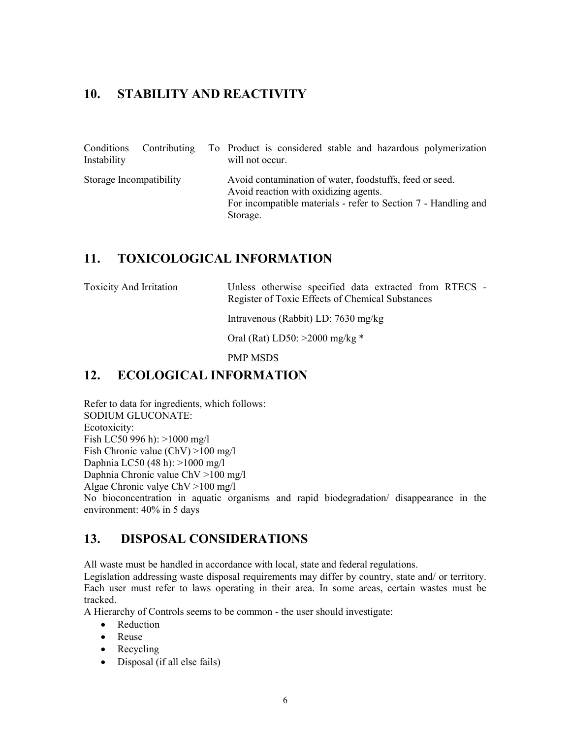## 10. STABILITY AND REACTIVITY

| | |
|---|---|
| Conditions Contributing To Instability | Product is considered stable and hazardous polymerization will not occur. |
| Storage Incompatibility | Avoid contamination of water, foodstuffs, feed or seed.<br>Avoid reaction with oxidizing agents.<br>For incompatible materials - refer to Section 7 - Handling and Storage. |

## 11. TOXICOLOGICAL INFORMATION

| | |
|---|---|
| Toxicity And Irritation | Unless otherwise specified data extracted from RTECS - Register of Toxic Effects of Chemical Substances<br><br>Intravenous (Rabbit) LD: 7630 mg/kg<br><br>Oral (Rat) LD50: >2000 mg/kg *<br><br>PMP MSDS |

## 12. ECOLOGICAL INFORMATION

Refer to data for ingredients, which follows:
SODIUM GLUCONATE:
Ecotoxicity:
Fish LC50 996 h): >1000 mg/l
Fish Chronic value (ChV) >100 mg/l
Daphnia LC50 (48 h): >1000 mg/l
Daphnia Chronic value ChV >100 mg/l
Algae Chronic valye ChV >100 mg/l
No bioconcentration in aquatic organisms and rapid biodegradation/ disappearance in the environment: 40% in 5 days

## 13. DISPOSAL CONSIDERATIONS

All waste must be handled in accordance with local, state and federal regulations.
Legislation addressing waste disposal requirements may differ by country, state and/ or territory. Each user must refer to laws operating in their area. In some areas, certain wastes must be tracked.
A Hierarchy of Controls seems to be common - the user should investigate:

- Reduction
- Reuse
- Recycling
- Disposal (if all else fails)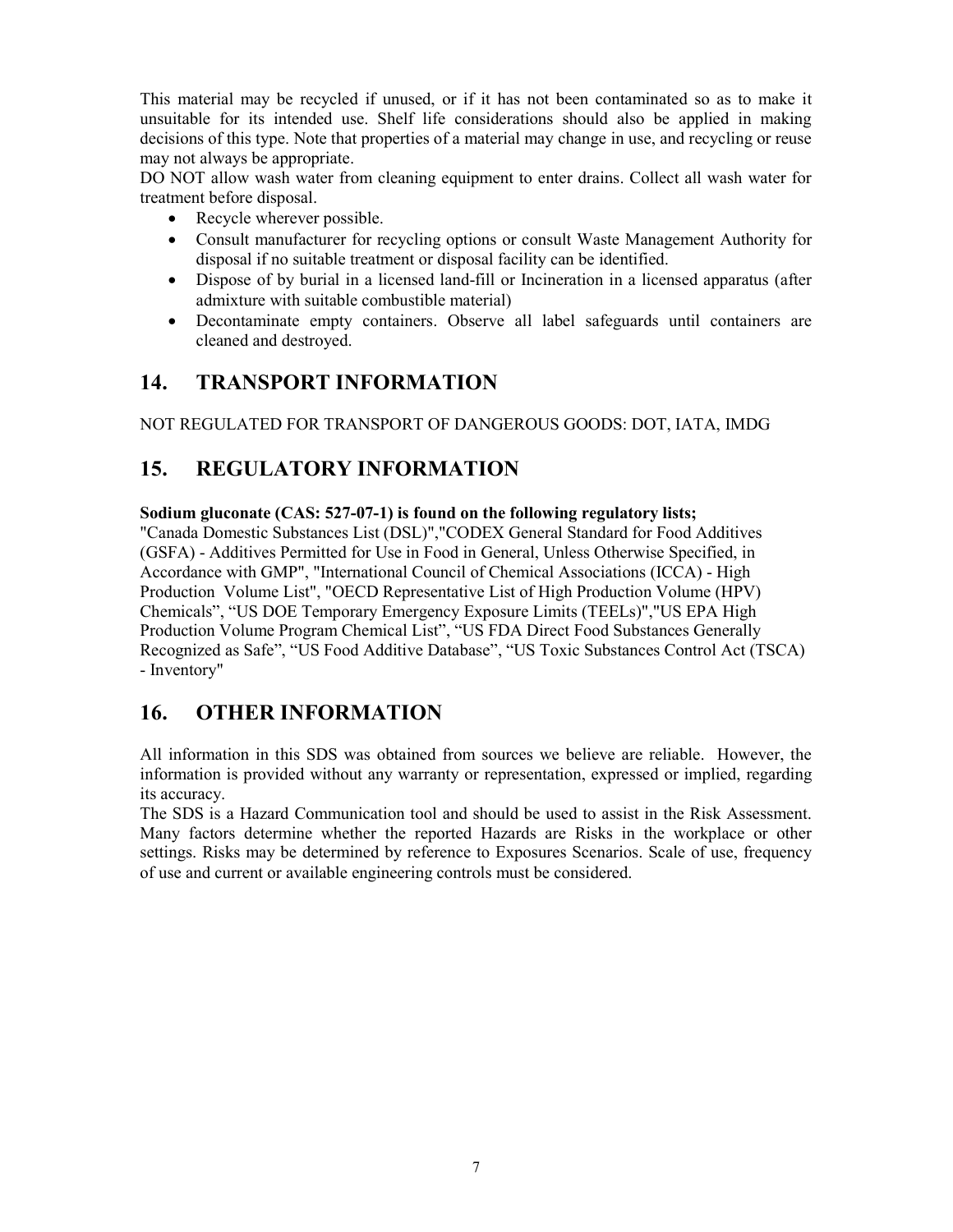This material may be recycled if unused, or if it has not been contaminated so as to make it unsuitable for its intended use. Shelf life considerations should also be applied in making decisions of this type. Note that properties of a material may change in use, and recycling or reuse may not always be appropriate.

DO NOT allow wash water from cleaning equipment to enter drains. Collect all wash water for treatment before disposal.

- Recycle wherever possible.
- Consult manufacturer for recycling options or consult Waste Management Authority for disposal if no suitable treatment or disposal facility can be identified.
- Dispose of by burial in a licensed land-fill or Incineration in a licensed apparatus (after admixture with suitable combustible material)
- Decontaminate empty containers. Observe all label safeguards until containers are cleaned and destroyed.

## 14. TRANSPORT INFORMATION

NOT REGULATED FOR TRANSPORT OF DANGEROUS GOODS: DOT, IATA, IMDG

## 15. REGULATORY INFORMATION

**Sodium gluconate (CAS: 527-07-1) is found on the following regulatory lists;**

"Canada Domestic Substances List (DSL)","CODEX General Standard for Food Additives (GSFA) - Additives Permitted for Use in Food in General, Unless Otherwise Specified, in Accordance with GMP", "International Council of Chemical Associations (ICCA) - High Production Volume List", "OECD Representative List of High Production Volume (HPV) Chemicals", "US DOE Temporary Emergency Exposure Limits (TEELs)","US EPA High Production Volume Program Chemical List", "US FDA Direct Food Substances Generally Recognized as Safe", "US Food Additive Database", "US Toxic Substances Control Act (TSCA) - Inventory"

## 16. OTHER INFORMATION

All information in this SDS was obtained from sources we believe are reliable. However, the information is provided without any warranty or representation, expressed or implied, regarding its accuracy.

The SDS is a Hazard Communication tool and should be used to assist in the Risk Assessment. Many factors determine whether the reported Hazards are Risks in the workplace or other settings. Risks may be determined by reference to Exposures Scenarios. Scale of use, frequency of use and current or available engineering controls must be considered.